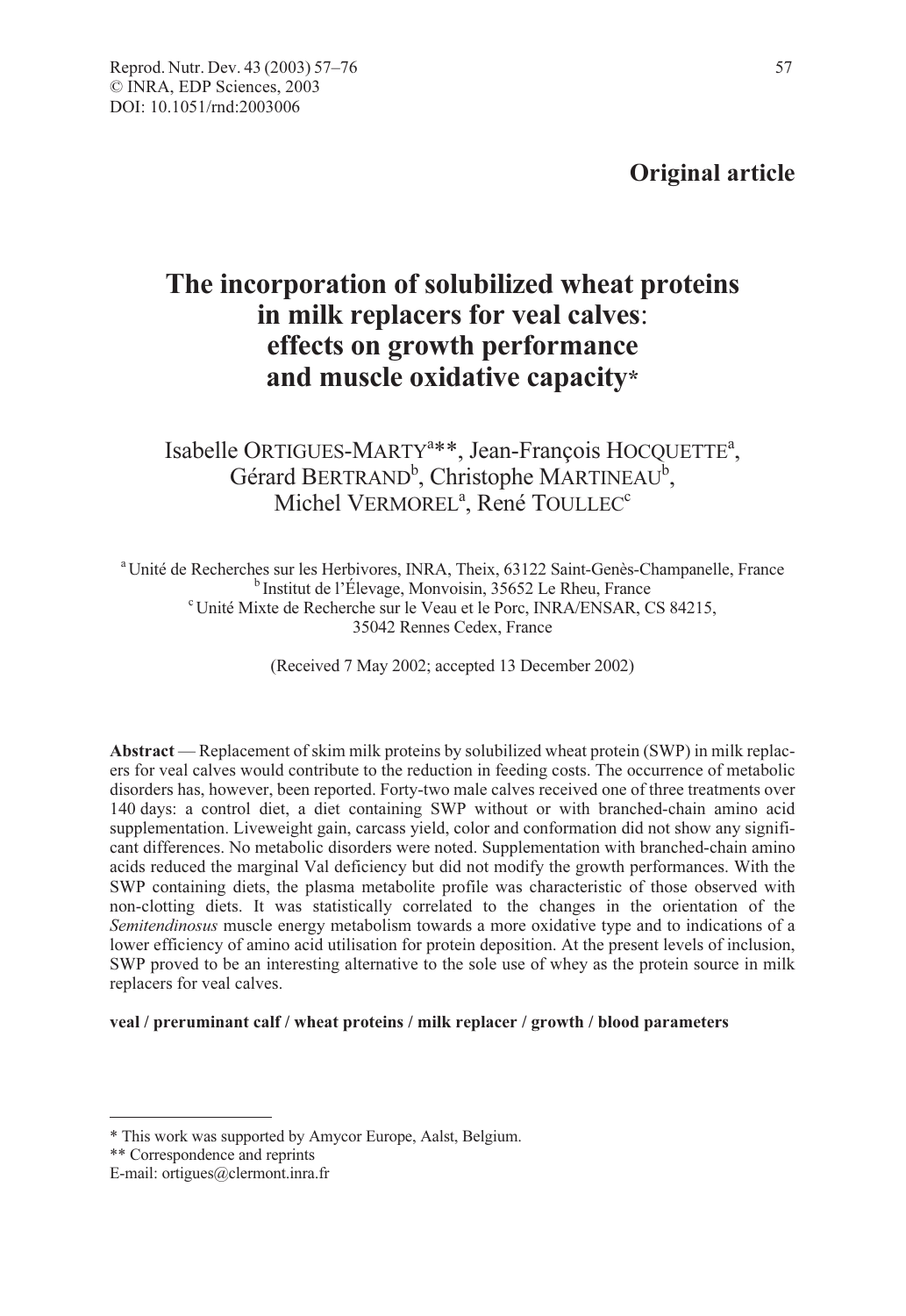**Original article**

# The incorporation of solubilized wheat proteins in milk replacers for veal calves: effects on growth performance and muscle oxidative capacity*

Isabelle ORTIGUES-MARTY[a]**, Jean-François HOCQUETTE[a], Gérard BERTRAND[b], Christophe MARTINEAU[b], Michel VERMOREL[a], René TOULLEC[c]

[a] Unité de Recherches sur les Herbivores, INRA, Theix, 63122 Saint-Genès-Champanelle, France
[b] Institut de l'Élevage, Monvoisin, 35652 Le Rheu, France
[c] Unité Mixte de Recherche sur le Veau et le Porc, INRA/ENSAR, CS 84215, 35042 Rennes Cedex, France

(Received 7 May 2002; accepted 13 December 2002)

**Abstract** — Replacement of skim milk proteins by solubilized wheat protein (SWP) in milk replacers for veal calves would contribute to the reduction in feeding costs. The occurrence of metabolic disorders has, however, been reported. Forty-two male calves received one of three treatments over 140 days: a control diet, a diet containing SWP without or with branched-chain amino acid supplementation. Liveweight gain, carcass yield, color and conformation did not show any significant differences. No metabolic disorders were noted. Supplementation with branched-chain amino acids reduced the marginal Val deficiency but did not modify the growth performances. With the SWP containing diets, the plasma metabolite profile was characteristic of those observed with non-clotting diets. It was statistically correlated to the changes in the orientation of the *Semitendinosus* muscle energy metabolism towards a more oxidative type and to indications of a lower efficiency of amino acid utilisation for protein deposition. At the present levels of inclusion, SWP proved to be an interesting alternative to the sole use of whey as the protein source in milk replacers for veal calves.

**veal / preruminant calf / wheat proteins / milk replacer / growth / blood parameters**

---

* This work was supported by Amycor Europe, Aalst, Belgium.
** Correspondence and reprints
E-mail: ortigues@clermont.inra.fr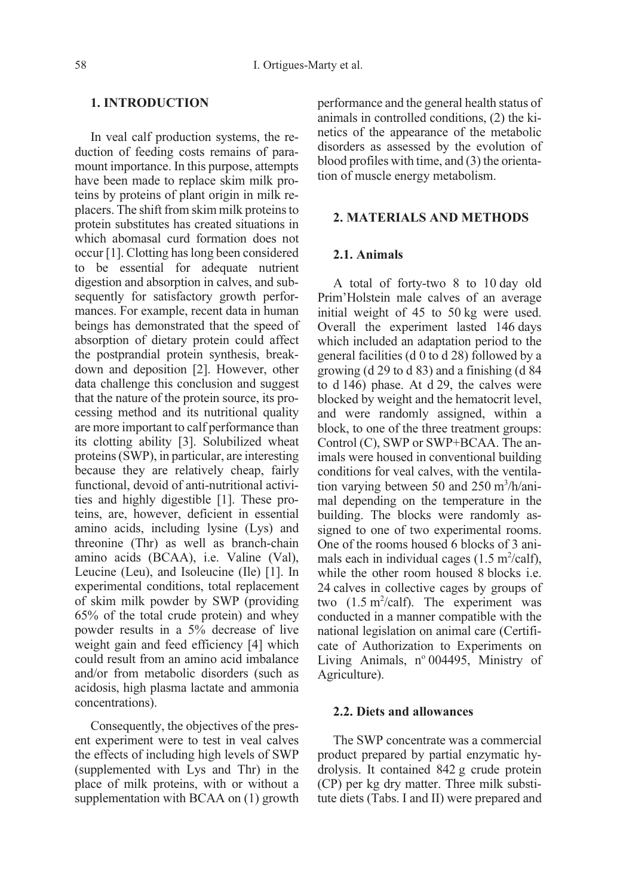## 1. INTRODUCTION

In veal calf production systems, the reduction of feeding costs remains of paramount importance. In this purpose, attempts have been made to replace skim milk proteins by proteins of plant origin in milk replacers. The shift from skim milk proteins to protein substitutes has created situations in which abomasal curd formation does not occur [1]. Clotting has long been considered to be essential for adequate nutrient digestion and absorption in calves, and subsequently for satisfactory growth performances. For example, recent data in human beings has demonstrated that the speed of absorption of dietary protein could affect the postprandial protein synthesis, breakdown and deposition [2]. However, other data challenge this conclusion and suggest that the nature of the protein source, its processing method and its nutritional quality are more important to calf performance than its clotting ability [3]. Solubilized wheat proteins (SWP), in particular, are interesting because they are relatively cheap, fairly functional, devoid of anti-nutritional activities and highly digestible [1]. These proteins, are, however, deficient in essential amino acids, including lysine (Lys) and threonine (Thr) as well as branch-chain amino acids (BCAA), i.e. Valine (Val), Leucine (Leu), and Isoleucine (Ile) [1]. In experimental conditions, total replacement of skim milk powder by SWP (providing 65% of the total crude protein) and whey powder results in a 5% decrease of live weight gain and feed efficiency [4] which could result from an amino acid imbalance and/or from metabolic disorders (such as acidosis, high plasma lactate and ammonia concentrations).

Consequently, the objectives of the present experiment were to test in veal calves the effects of including high levels of SWP (supplemented with Lys and Thr) in the place of milk proteins, with or without a supplementation with BCAA on (1) growth performance and the general health status of animals in controlled conditions, (2) the kinetics of the appearance of the metabolic disorders as assessed by the evolution of blood profiles with time, and (3) the orientation of muscle energy metabolism.

## 2. MATERIALS AND METHODS

### 2.1. Animals

A total of forty-two 8 to 10 day old Prim'Holstein male calves of an average initial weight of 45 to 50 kg were used. Overall the experiment lasted 146 days which included an adaptation period to the general facilities (d 0 to d 28) followed by a growing (d 29 to d 83) and a finishing (d 84 to d 146) phase. At d 29, the calves were blocked by weight and the hematocrit level, and were randomly assigned, within a block, to one of the three treatment groups: Control (C), SWP or SWP+BCAA. The animals were housed in conventional building conditions for veal calves, with the ventilation varying between 50 and 250 $m^3$/h/animal depending on the temperature in the building. The blocks were randomly assigned to one of two experimental rooms. One of the rooms housed 6 blocks of 3 animals each in individual cages (1.5 $m^2$/calf), while the other room housed 8 blocks i.e. 24 calves in collective cages by groups of two (1.5 $m^2$/calf). The experiment was conducted in a manner compatible with the national legislation on animal care (Certificate of Authorization to Experiments on Living Animals, n° 004495, Ministry of Agriculture).

### 2.2. Diets and allowances

The SWP concentrate was a commercial product prepared by partial enzymatic hydrolysis. It contained 842 g crude protein (CP) per kg dry matter. Three milk substitute diets (Tabs. I and II) were prepared and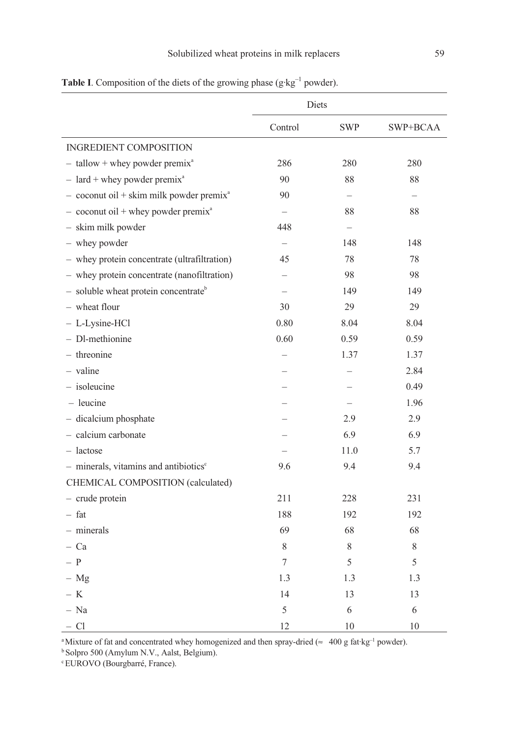**Table I**. Composition of the diets of the growing phase ($g \cdot kg^{-1}$ powder).

| | Diets | | |
|---|---|---|---|
| | Control | SWP | SWP+BCAA |
| INGREDIENT COMPOSITION | | | |
| – tallow + whey powder premix[a] | 286 | 280 | 280 |
| – lard + whey powder premix[a] | 90 | 88 | 88 |
| – coconut oil + skim milk powder premix[a] | 90 | – | – |
| – coconut oil + whey powder premix[a] | – | 88 | 88 |
| – skim milk powder | 448 | – | |
| – whey powder | – | 148 | 148 |
| – whey protein concentrate (ultrafiltration) | 45 | 78 | 78 |
| – whey protein concentrate (nanofiltration) | – | 98 | 98 |
| – soluble wheat protein concentrate[b] | – | 149 | 149 |
| – wheat flour | 30 | 29 | 29 |
| – L-Lysine-HCl | 0.80 | 8.04 | 8.04 |
| – Dl-methionine | 0.60 | 0.59 | 0.59 |
| – threonine | – | 1.37 | 1.37 |
| – valine | – | – | 2.84 |
| – isoleucine | – | – | 0.49 |
| – leucine | – | – | 1.96 |
| – dicalcium phosphate | – | 2.9 | 2.9 |
| – calcium carbonate | – | 6.9 | 6.9 |
| – lactose | – | 11.0 | 5.7 |
| – minerals, vitamins and antibiotics[c] | 9.6 | 9.4 | 9.4 |
| CHEMICAL COMPOSITION (calculated) | | | |
| – crude protein | 211 | 228 | 231 |
| – fat | 188 | 192 | 192 |
| – minerals | 69 | 68 | 68 |
| – Ca | 8 | 8 | 8 |
| – P | 7 | 5 | 5 |
| – Mg | 1.3 | 1.3 | 1.3 |
| – K | 14 | 13 | 13 |
| – Na | 5 | 6 | 6 |
| – Cl | 12 | 10 | 10 |

[a] Mixture of fat and concentrated whey homogenized and then spray-dried (≈ 400 g $fat \cdot kg^{-1}$ powder).
[b] Solpro 500 (Amylum N.V., Aalst, Belgium).
[c] EUROVO (Bourgbarré, France).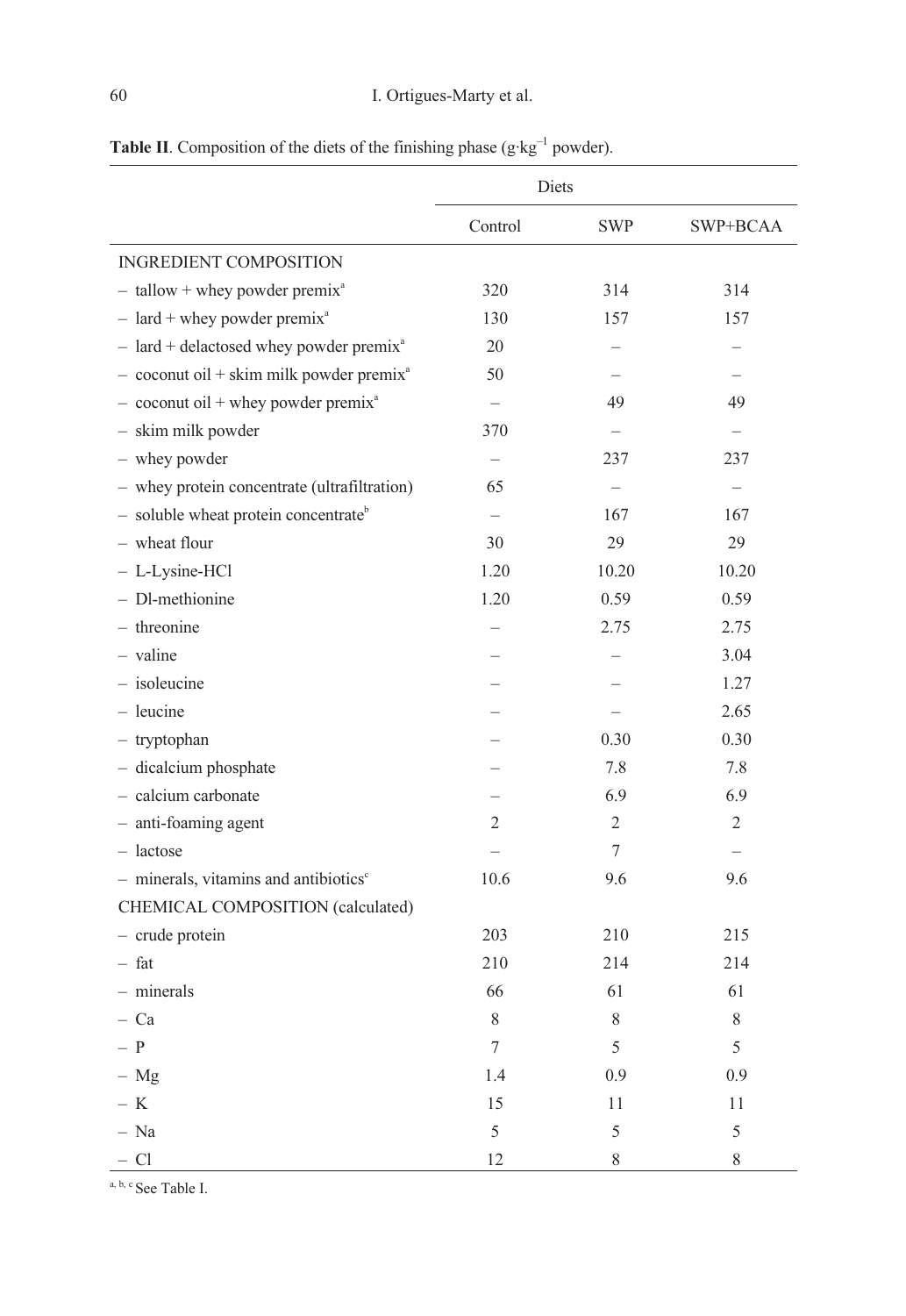**Table II**. Composition of the diets of the finishing phase (g·kg$^{-1}$ powder).

| | Diets | | |
|---|---|---|---|
| | Control | SWP | SWP+BCAA |
| INGREDIENT COMPOSITION | | | |
| – tallow + whey powder premix[a] | 320 | 314 | 314 |
| – lard + whey powder premix[a] | 130 | 157 | 157 |
| – lard + delactosed whey powder premix[a] | 20 | – | – |
| – coconut oil + skim milk powder premix[a] | 50 | – | – |
| – coconut oil + whey powder premix[a] | – | 49 | 49 |
| – skim milk powder | 370 | – | – |
| – whey powder | – | 237 | 237 |
| – whey protein concentrate (ultrafiltration) | 65 | – | – |
| – soluble wheat protein concentrate[b] | – | 167 | 167 |
| – wheat flour | 30 | 29 | 29 |
| – L-Lysine-HCl | 1.20 | 10.20 | 10.20 |
| – Dl-methionine | 1.20 | 0.59 | 0.59 |
| – threonine | – | 2.75 | 2.75 |
| – valine | – | – | 3.04 |
| – isoleucine | – | – | 1.27 |
| – leucine | – | – | 2.65 |
| – tryptophan | – | 0.30 | 0.30 |
| – dicalcium phosphate | – | 7.8 | 7.8 |
| – calcium carbonate | – | 6.9 | 6.9 |
| – anti-foaming agent | 2 | 2 | 2 |
| – lactose | – | 7 | – |
| – minerals, vitamins and antibiotics[c] | 10.6 | 9.6 | 9.6 |
| CHEMICAL COMPOSITION (calculated) | | | |
| – crude protein | 203 | 210 | 215 |
| – fat | 210 | 214 | 214 |
| – minerals | 66 | 61 | 61 |
| – Ca | 8 | 8 | 8 |
| – P | 7 | 5 | 5 |
| – Mg | 1.4 | 0.9 | 0.9 |
| – K | 15 | 11 | 11 |
| – Na | 5 | 5 | 5 |
| – Cl | 12 | 8 | 8 |

[a, b, c] See Table I.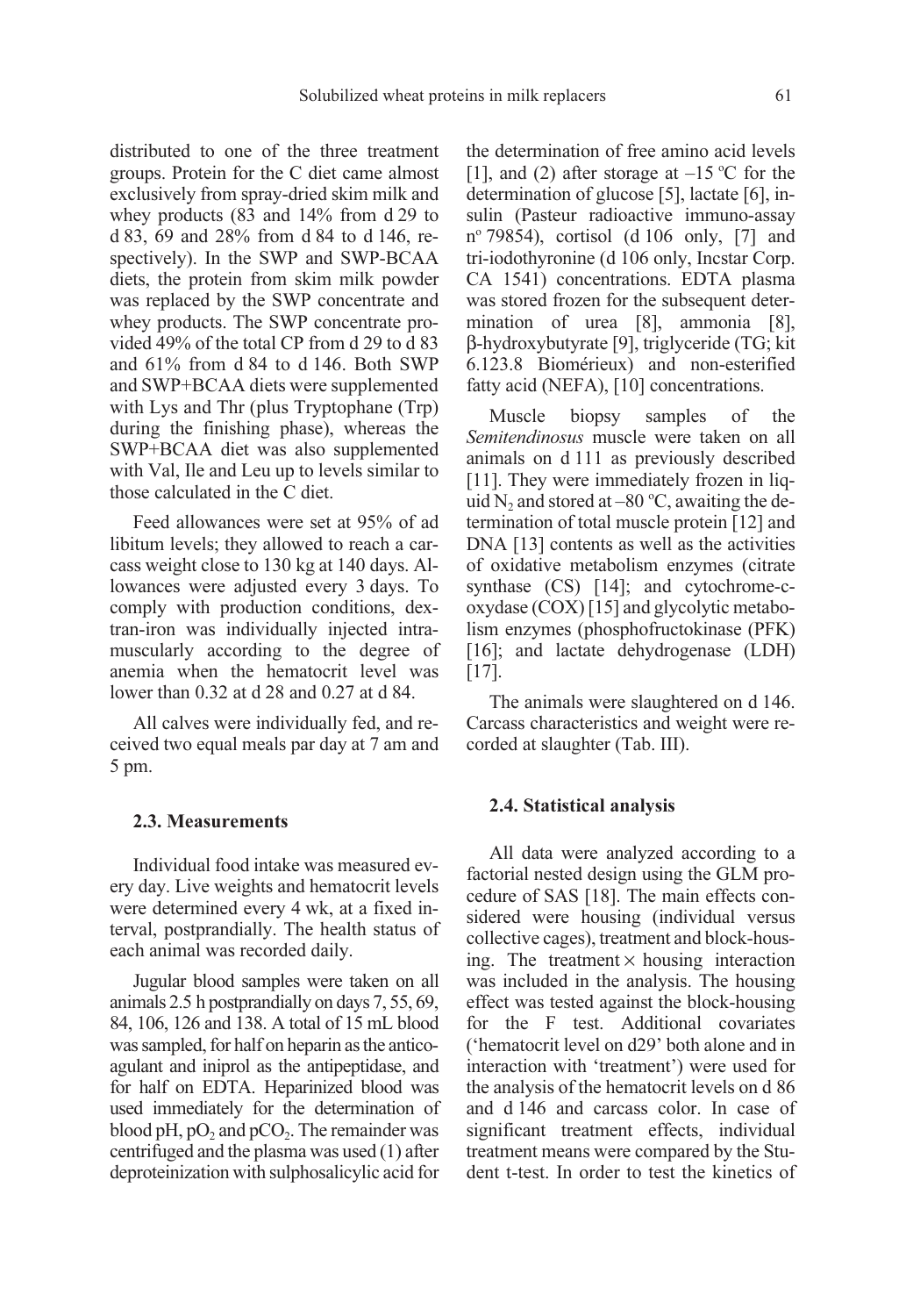distributed to one of the three treatment groups. Protein for the C diet came almost exclusively from spray-dried skim milk and whey products (83 and 14% from d 29 to d 83, 69 and 28% from d 84 to d 146, respectively). In the SWP and SWP-BCAA diets, the protein from skim milk powder was replaced by the SWP concentrate and whey products. The SWP concentrate provided 49% of the total CP from d 29 to d 83 and 61% from d 84 to d 146. Both SWP and SWP+BCAA diets were supplemented with Lys and Thr (plus Tryptophane (Trp) during the finishing phase), whereas the SWP+BCAA diet was also supplemented with Val, Ile and Leu up to levels similar to those calculated in the C diet.

Feed allowances were set at 95% of ad libitum levels; they allowed to reach a carcass weight close to 130 kg at 140 days. Allowances were adjusted every 3 days. To comply with production conditions, dextran-iron was individually injected intramuscularly according to the degree of anemia when the hematocrit level was lower than 0.32 at d 28 and 0.27 at d 84.

All calves were individually fed, and received two equal meals par day at 7 am and 5 pm.

### 2.3. Measurements

Individual food intake was measured every day. Live weights and hematocrit levels were determined every 4 wk, at a fixed interval, postprandially. The health status of each animal was recorded daily.

Jugular blood samples were taken on all animals 2.5 h postprandially on days 7, 55, 69, 84, 106, 126 and 138. A total of 15 mL blood was sampled, for half on heparin as the anticoagulant and iniprol as the antipeptidase, and for half on EDTA. Heparinized blood was used immediately for the determination of blood pH, $pO_2$ and $pCO_2$. The remainder was centrifuged and the plasma was used (1) after deproteinization with sulphosalicylic acid for the determination of free amino acid levels [1], and (2) after storage at –15 °C for the determination of glucose [5], lactate [6], insulin (Pasteur radioactive immuno-assay n° 79854), cortisol (d 106 only, [7] and tri-iodothyronine (d 106 only, Incstar Corp. CA 1541) concentrations. EDTA plasma was stored frozen for the subsequent determination of urea [8], ammonia [8], β-hydroxybutyrate [9], triglyceride (TG; kit 6.123.8 Biomérieux) and non-esterified fatty acid (NEFA), [10] concentrations.

Muscle biopsy samples of the *Semitendinosus* muscle were taken on all animals on d 111 as previously described [11]. They were immediately frozen in liquid $N_2$ and stored at –80 °C, awaiting the determination of total muscle protein [12] and DNA [13] contents as well as the activities of oxidative metabolism enzymes (citrate synthase (CS) [14]; and cytochrome-c-oxydase (COX) [15] and glycolytic metabolism enzymes (phosphofructokinase (PFK) [16]; and lactate dehydrogenase (LDH) [17].

The animals were slaughtered on d 146. Carcass characteristics and weight were recorded at slaughter (Tab. III).

### 2.4. Statistical analysis

All data were analyzed according to a factorial nested design using the GLM procedure of SAS [18]. The main effects considered were housing (individual versus collective cages), treatment and block-housing. The treatment × housing interaction was included in the analysis. The housing effect was tested against the block-housing for the F test. Additional covariates ('hematocrit level on d29' both alone and in interaction with 'treatment') were used for the analysis of the hematocrit levels on d 86 and d 146 and carcass color. In case of significant treatment effects, individual treatment means were compared by the Student t-test. In order to test the kinetics of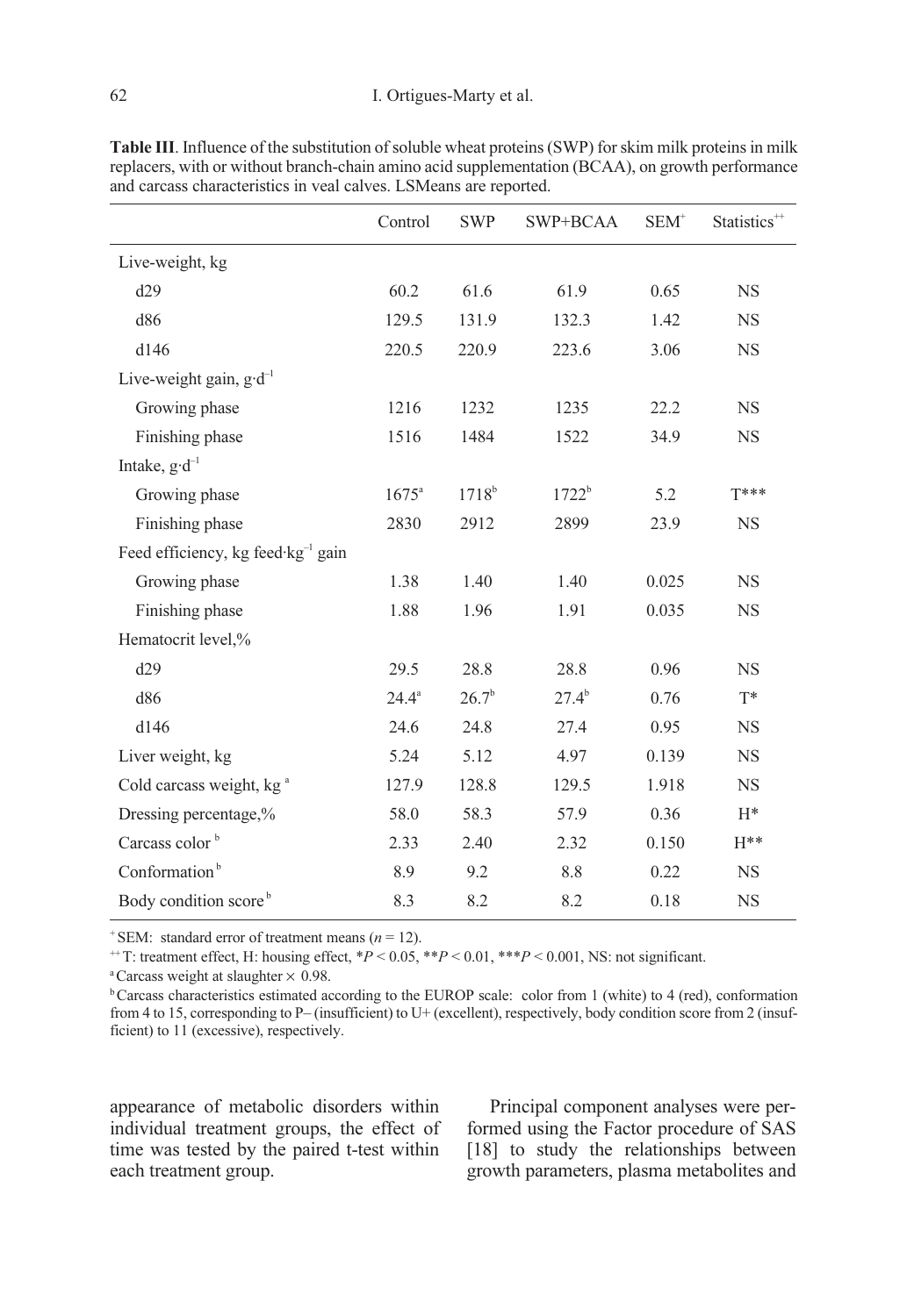**Table III**. Influence of the substitution of soluble wheat proteins (SWP) for skim milk proteins in milk replacers, with or without branch-chain amino acid supplementation (BCAA), on growth performance and carcass characteristics in veal calves. LSMeans are reported.

| | Control | SWP | SWP+BCAA | SEM[+] | Statistics[++] |
|---|---|---|---|---|---|
| Live-weight, kg | | | | | |
| d29 | 60.2 | 61.6 | 61.9 | 0.65 | NS |
| d86 | 129.5 | 131.9 | 132.3 | 1.42 | NS |
| d146 | 220.5 | 220.9 | 223.6 | 3.06 | NS |
| Live-weight gain, $g \cdot d^{-1}$ | | | | | |
| Growing phase | 1216 | 1232 | 1235 | 22.2 | NS |
| Finishing phase | 1516 | 1484 | 1522 | 34.9 | NS |
| Intake, $g \cdot d^{-1}$ | | | | | |
| Growing phase | 1675[a] | 1718[b] | 1722[b] | 5.2 | T*** |
| Finishing phase | 2830 | 2912 | 2899 | 23.9 | NS |
| Feed efficiency, kg feed·$kg^{-1}$ gain | | | | | |
| Growing phase | 1.38 | 1.40 | 1.40 | 0.025 | NS |
| Finishing phase | 1.88 | 1.96 | 1.91 | 0.035 | NS |
| Hematocrit level,% | | | | | |
| d29 | 29.5 | 28.8 | 28.8 | 0.96 | NS |
| d86 | 24.4[a] | 26.7[b] | 27.4[b] | 0.76 | T* |
| d146 | 24.6 | 24.8 | 27.4 | 0.95 | NS |
| Liver weight, kg | 5.24 | 5.12 | 4.97 | 0.139 | NS |
| Cold carcass weight, kg [a] | 127.9 | 128.8 | 129.5 | 1.918 | NS |
| Dressing percentage,% | 58.0 | 58.3 | 57.9 | 0.36 | H* |
| Carcass color [b] | 2.33 | 2.40 | 2.32 | 0.150 | H** |
| Conformation [b] | 8.9 | 9.2 | 8.8 | 0.22 | NS |
| Body condition score [b] | 8.3 | 8.2 | 8.2 | 0.18 | NS |

[+] SEM: standard error of treatment means ($n = 12$).
[++] T: treatment effect, H: housing effect, *$P < 0.05$, **$P < 0.01$, ***$P < 0.001$, NS: not significant.
[a] Carcass weight at slaughter × 0.98.
[b] Carcass characteristics estimated according to the EUROP scale: color from 1 (white) to 4 (red), conformation from 4 to 15, corresponding to P– (insufficient) to U+ (excellent), respectively, body condition score from 2 (insufficient) to 11 (excessive), respectively.

appearance of metabolic disorders within individual treatment groups, the effect of time was tested by the paired t-test within each treatment group.

Principal component analyses were performed using the Factor procedure of SAS [18] to study the relationships between growth parameters, plasma metabolites and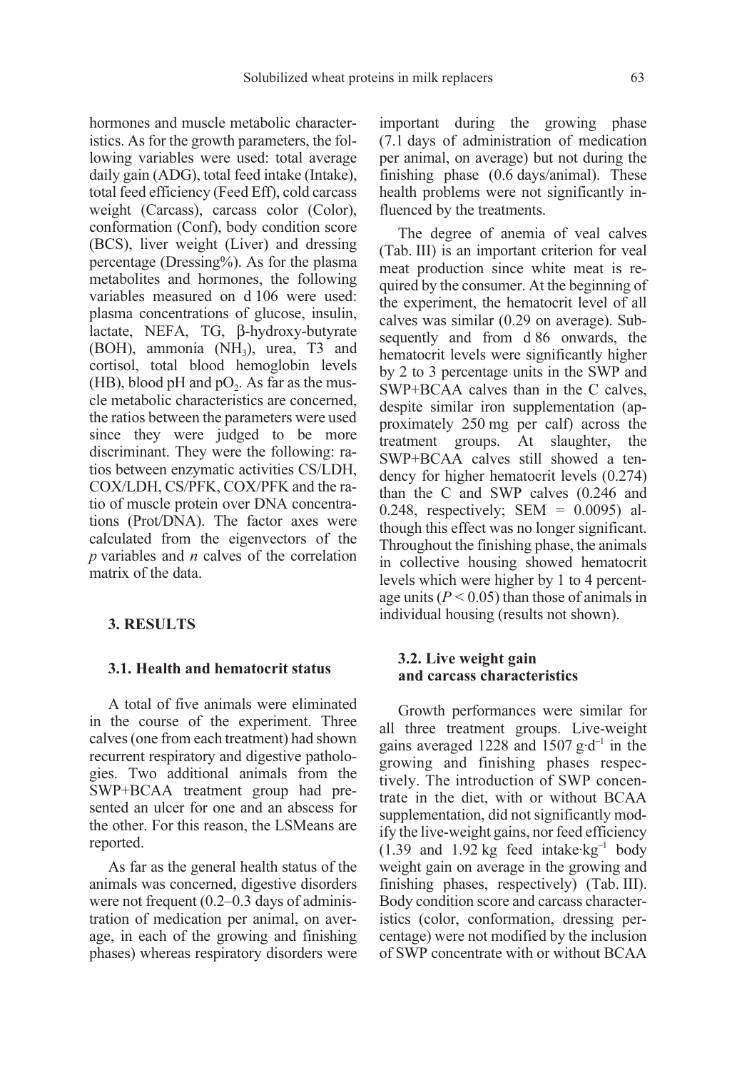hormones and muscle metabolic characteristics. As for the growth parameters, the following variables were used: total average daily gain (ADG), total feed intake (Intake), total feed efficiency (Feed Eff), cold carcass weight (Carcass), carcass color (Color), conformation (Conf), body condition score (BCS), liver weight (Liver) and dressing percentage (Dressing%). As for the plasma metabolites and hormones, the following variables measured on d 106 were used: plasma concentrations of glucose, insulin, lactate, NEFA, TG, β-hydroxy-butyrate (BOH), ammonia ($NH_3$), urea, T3 and cortisol, total blood hemoglobin levels (HB), blood pH and $pO_2$. As far as the muscle metabolic characteristics are concerned, the ratios between the parameters were used since they were judged to be more discriminant. They were the following: ratios between enzymatic activities CS/LDH, COX/LDH, CS/PFK, COX/PFK and the ratio of muscle protein over DNA concentrations (Prot/DNA). The factor axes were calculated from the eigenvectors of the $p$ variables and $n$ calves of the correlation matrix of the data.

## 3. RESULTS

### 3.1. Health and hematocrit status

A total of five animals were eliminated in the course of the experiment. Three calves (one from each treatment) had shown recurrent respiratory and digestive pathologies. Two additional animals from the SWP+BCAA treatment group had presented an ulcer for one and an abscess for the other. For this reason, the LSMeans are reported.

As far as the general health status of the animals was concerned, digestive disorders were not frequent (0.2–0.3 days of administration of medication per animal, on average, in each of the growing and finishing phases) whereas respiratory disorders were important during the growing phase (7.1 days of administration of medication per animal, on average) but not during the finishing phase (0.6 days/animal). These health problems were not significantly influenced by the treatments.

The degree of anemia of veal calves (Tab. III) is an important criterion for veal meat production since white meat is required by the consumer. At the beginning of the experiment, the hematocrit level of all calves was similar (0.29 on average). Subsequently and from d 86 onwards, the hematocrit levels were significantly higher by 2 to 3 percentage units in the SWP and SWP+BCAA calves than in the C calves, despite similar iron supplementation (approximately 250 mg per calf) across the treatment groups. At slaughter, the SWP+BCAA calves still showed a tendency for higher hematocrit levels (0.274) than the C and SWP calves (0.246 and 0.248, respectively; SEM = 0.0095) although this effect was no longer significant. Throughout the finishing phase, the animals in collective housing showed hematocrit levels which were higher by 1 to 4 percentage units ($P < 0.05$) than those of animals in individual housing (results not shown).

### 3.2. Live weight gain and carcass characteristics

Growth performances were similar for all three treatment groups. Live-weight gains averaged 1228 and 1507 $g \cdot d^{-1}$ in the growing and finishing phases respectively. The introduction of SWP concentrate in the diet, with or without BCAA supplementation, did not significantly modify the live-weight gains, nor feed efficiency (1.39 and 1.92 kg feed intake$\cdot kg^{-1}$ body weight gain on average in the growing and finishing phases, respectively) (Tab. III). Body condition score and carcass characteristics (color, conformation, dressing percentage) were not modified by the inclusion of SWP concentrate with or without BCAA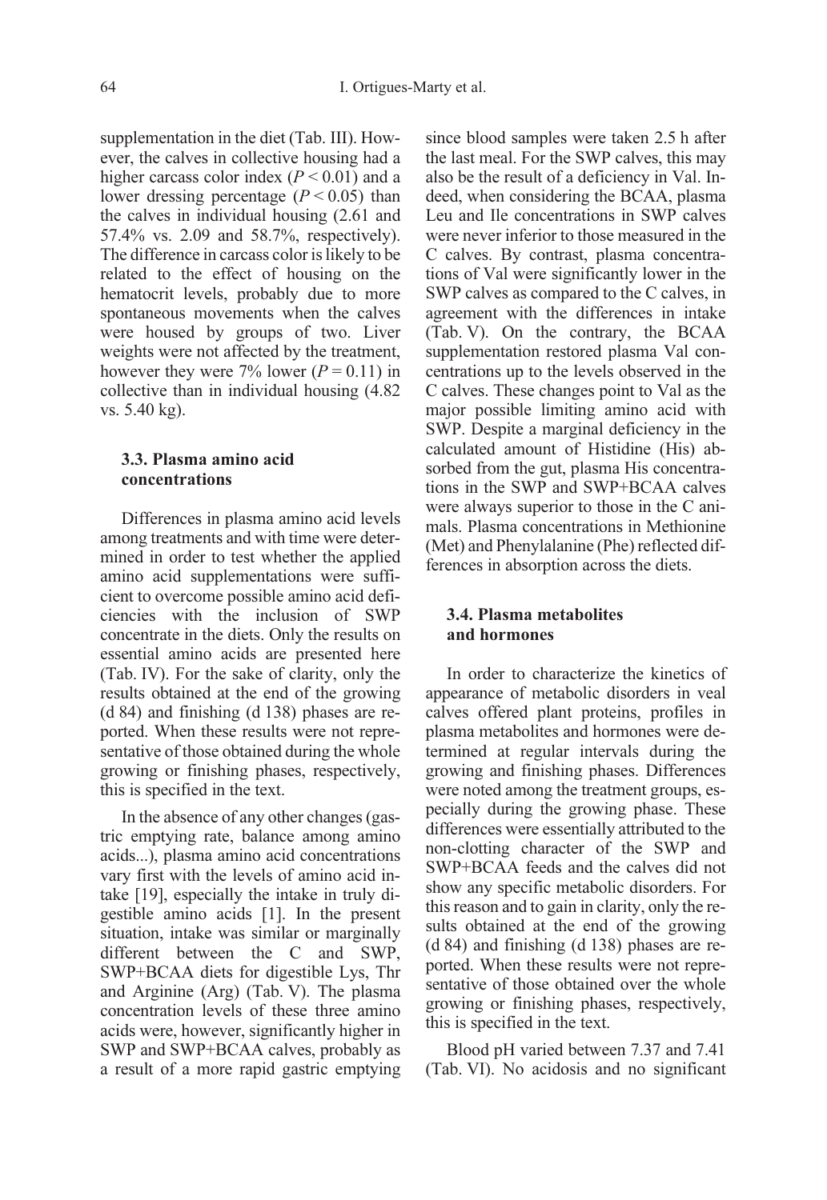supplementation in the diet (Tab. III). However, the calves in collective housing had a higher carcass color index ($P < 0.01$) and a lower dressing percentage ($P < 0.05$) than the calves in individual housing (2.61 and 57.4% vs. 2.09 and 58.7%, respectively). The difference in carcass color is likely to be related to the effect of housing on the hematocrit levels, probably due to more spontaneous movements when the calves were housed by groups of two. Liver weights were not affected by the treatment, however they were 7% lower ($P = 0.11$) in collective than in individual housing (4.82 vs. 5.40 kg).

### 3.3. Plasma amino acid concentrations

Differences in plasma amino acid levels among treatments and with time were determined in order to test whether the applied amino acid supplementations were sufficient to overcome possible amino acid deficiencies with the inclusion of SWP concentrate in the diets. Only the results on essential amino acids are presented here (Tab. IV). For the sake of clarity, only the results obtained at the end of the growing (d 84) and finishing (d 138) phases are reported. When these results were not representative of those obtained during the whole growing or finishing phases, respectively, this is specified in the text.

In the absence of any other changes (gastric emptying rate, balance among amino acids...), plasma amino acid concentrations vary first with the levels of amino acid intake [19], especially the intake in truly digestible amino acids [1]. In the present situation, intake was similar or marginally different between the C and SWP, SWP+BCAA diets for digestible Lys, Thr and Arginine (Arg) (Tab. V). The plasma concentration levels of these three amino acids were, however, significantly higher in SWP and SWP+BCAA calves, probably as a result of a more rapid gastric emptying since blood samples were taken 2.5 h after the last meal. For the SWP calves, this may also be the result of a deficiency in Val. Indeed, when considering the BCAA, plasma Leu and Ile concentrations in SWP calves were never inferior to those measured in the C calves. By contrast, plasma concentrations of Val were significantly lower in the SWP calves as compared to the C calves, in agreement with the differences in intake (Tab. V). On the contrary, the BCAA supplementation restored plasma Val concentrations up to the levels observed in the C calves. These changes point to Val as the major possible limiting amino acid with SWP. Despite a marginal deficiency in the calculated amount of Histidine (His) absorbed from the gut, plasma His concentrations in the SWP and SWP+BCAA calves were always superior to those in the C animals. Plasma concentrations in Methionine (Met) and Phenylalanine (Phe) reflected differences in absorption across the diets.

### 3.4. Plasma metabolites and hormones

In order to characterize the kinetics of appearance of metabolic disorders in veal calves offered plant proteins, profiles in plasma metabolites and hormones were determined at regular intervals during the growing and finishing phases. Differences were noted among the treatment groups, especially during the growing phase. These differences were essentially attributed to the non-clotting character of the SWP and SWP+BCAA feeds and the calves did not show any specific metabolic disorders. For this reason and to gain in clarity, only the results obtained at the end of the growing (d 84) and finishing (d 138) phases are reported. When these results were not representative of those obtained over the whole growing or finishing phases, respectively, this is specified in the text.

Blood pH varied between 7.37 and 7.41 (Tab. VI). No acidosis and no significant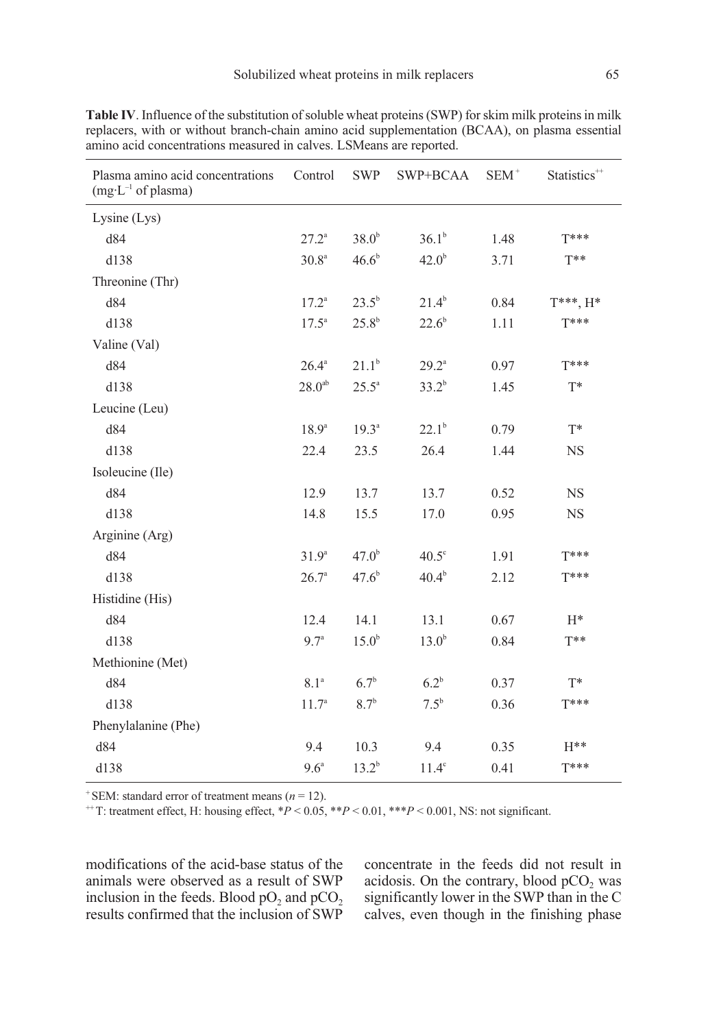**Table IV**. Influence of the substitution of soluble wheat proteins (SWP) for skim milk proteins in milk replacers, with or without branch-chain amino acid supplementation (BCAA), on plasma essential amino acid concentrations measured in calves. LSMeans are reported.

| Plasma amino acid concentrations ($mg \cdot L^{-1}$ of plasma) | Control | SWP | SWP+BCAA | SEM[+] | Statistics[++] |
|---|---|---|---|---|---|
| Lysine (Lys) | | | | | |
| d84 | $27.2^{a}$ | $38.0^{b}$ | $36.1^{b}$ | 1.48 | T*** |
| d138 | $30.8^{a}$ | $46.6^{b}$ | $42.0^{b}$ | 3.71 | T** |
| Threonine (Thr) | | | | | |
| d84 | $17.2^{a}$ | $23.5^{b}$ | $21.4^{b}$ | 0.84 | T***, H* |
| d138 | $17.5^{a}$ | $25.8^{b}$ | $22.6^{b}$ | 1.11 | T*** |
| Valine (Val) | | | | | |
| d84 | $26.4^{a}$ | $21.1^{b}$ | $29.2^{a}$ | 0.97 | T*** |
| d138 | $28.0^{ab}$ | $25.5^{a}$ | $33.2^{b}$ | 1.45 | T* |
| Leucine (Leu) | | | | | |
| d84 | $18.9^{a}$ | $19.3^{a}$ | $22.1^{b}$ | 0.79 | T* |
| d138 | 22.4 | 23.5 | 26.4 | 1.44 | NS |
| Isoleucine (Ile) | | | | | |
| d84 | 12.9 | 13.7 | 13.7 | 0.52 | NS |
| d138 | 14.8 | 15.5 | 17.0 | 0.95 | NS |
| Arginine (Arg) | | | | | |
| d84 | $31.9^{a}$ | $47.0^{b}$ | $40.5^{c}$ | 1.91 | T*** |
| d138 | $26.7^{a}$ | $47.6^{b}$ | $40.4^{b}$ | 2.12 | T*** |
| Histidine (His) | | | | | |
| d84 | 12.4 | 14.1 | 13.1 | 0.67 | H* |
| d138 | $9.7^{a}$ | $15.0^{b}$ | $13.0^{b}$ | 0.84 | T** |
| Methionine (Met) | | | | | |
| d84 | $8.1^{a}$ | $6.7^{b}$ | $6.2^{b}$ | 0.37 | T* |
| d138 | $11.7^{a}$ | $8.7^{b}$ | $7.5^{b}$ | 0.36 | T*** |
| Phenylalanine (Phe) | | | | | |
| d84 | 9.4 | 10.3 | 9.4 | 0.35 | H** |
| d138 | $9.6^{a}$ | $13.2^{b}$ | $11.4^{c}$ | 0.41 | T*** |

[+] SEM: standard error of treatment means ($n = 12$).
[++] T: treatment effect, H: housing effect, *$P < 0.05$, **$P < 0.01$, ***$P < 0.001$, NS: not significant.

modifications of the acid-base status of the animals were observed as a result of SWP inclusion in the feeds. Blood $pO_2$ and $pCO_2$ results confirmed that the inclusion of SWP concentrate in the feeds did not result in acidosis. On the contrary, blood $pCO_2$ was significantly lower in the SWP than in the C calves, even though in the finishing phase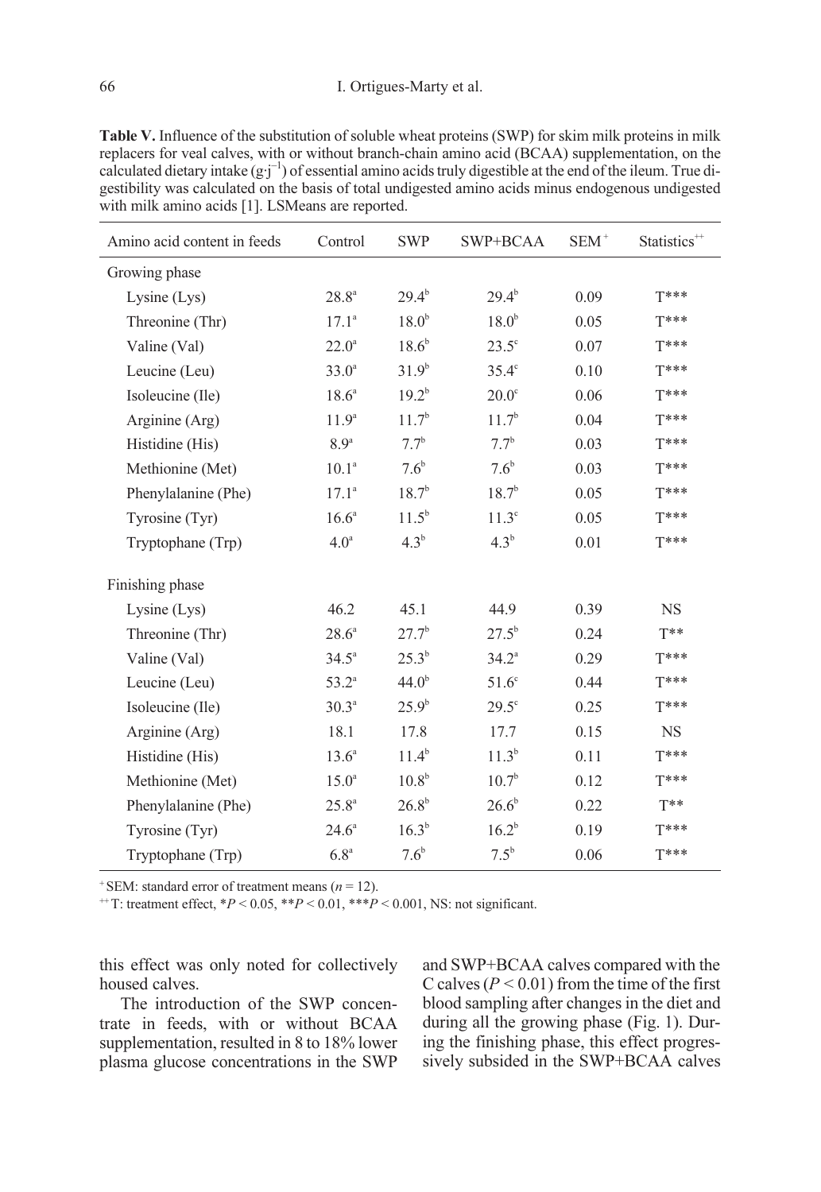**Table V.** Influence of the substitution of soluble wheat proteins (SWP) for skim milk proteins in milk replacers for veal calves, with or without branch-chain amino acid (BCAA) supplementation, on the calculated dietary intake ($g \cdot j^{-1}$) of essential amino acids truly digestible at the end of the ileum. True digestibility was calculated on the basis of total undigested amino acids minus endogenous undigested with milk amino acids [1]. LSMeans are reported.

| Amino acid content in feeds | Control | SWP | SWP+BCAA | SEM [+] | Statistics [++] |
|---|---|---|---|---|---|
| Growing phase | | | | | |
| Lysine (Lys) | 28.8[a] | 29.4[b] | 29.4[b] | 0.09 | T*** |
| Threonine (Thr) | 17.1[a] | 18.0[b] | 18.0[b] | 0.05 | T*** |
| Valine (Val) | 22.0[a] | 18.6[b] | 23.5[c] | 0.07 | T*** |
| Leucine (Leu) | 33.0[a] | 31.9[b] | 35.4[c] | 0.10 | T*** |
| Isoleucine (Ile) | 18.6[a] | 19.2[b] | 20.0[c] | 0.06 | T*** |
| Arginine (Arg) | 11.9[a] | 11.7[b] | 11.7[b] | 0.04 | T*** |
| Histidine (His) | 8.9[a] | 7.7[b] | 7.7[b] | 0.03 | T*** |
| Methionine (Met) | 10.1[a] | 7.6[b] | 7.6[b] | 0.03 | T*** |
| Phenylalanine (Phe) | 17.1[a] | 18.7[b] | 18.7[b] | 0.05 | T*** |
| Tyrosine (Tyr) | 16.6[a] | 11.5[b] | 11.3[c] | 0.05 | T*** |
| Tryptophane (Trp) | 4.0[a] | 4.3[b] | 4.3[b] | 0.01 | T*** |
| Finishing phase | | | | | |
| Lysine (Lys) | 46.2 | 45.1 | 44.9 | 0.39 | NS |
| Threonine (Thr) | 28.6[a] | 27.7[b] | 27.5[b] | 0.24 | T** |
| Valine (Val) | 34.5[a] | 25.3[b] | 34.2[a] | 0.29 | T*** |
| Leucine (Leu) | 53.2[a] | 44.0[b] | 51.6[c] | 0.44 | T*** |
| Isoleucine (Ile) | 30.3[a] | 25.9[b] | 29.5[c] | 0.25 | T*** |
| Arginine (Arg) | 18.1 | 17.8 | 17.7 | 0.15 | NS |
| Histidine (His) | 13.6[a] | 11.4[b] | 11.3[b] | 0.11 | T*** |
| Methionine (Met) | 15.0[a] | 10.8[b] | 10.7[b] | 0.12 | T*** |
| Phenylalanine (Phe) | 25.8[a] | 26.8[b] | 26.6[b] | 0.22 | T** |
| Tyrosine (Tyr) | 24.6[a] | 16.3[b] | 16.2[b] | 0.19 | T*** |
| Tryptophane (Trp) | 6.8[a] | 7.6[b] | 7.5[b] | 0.06 | T*** |

[+] SEM: standard error of treatment means ($n = 12$).

[++] T: treatment effect, *$P < 0.05$, **$P < 0.01$, ***$P < 0.001$, NS: not significant.

this effect was only noted for collectively housed calves.

The introduction of the SWP concentrate in feeds, with or without BCAA supplementation, resulted in 8 to 18% lower plasma glucose concentrations in the SWP and SWP+BCAA calves compared with the C calves ($P < 0.01$) from the time of the first blood sampling after changes in the diet and during all the growing phase (Fig. 1). During the finishing phase, this effect progressively subsided in the SWP+BCAA calves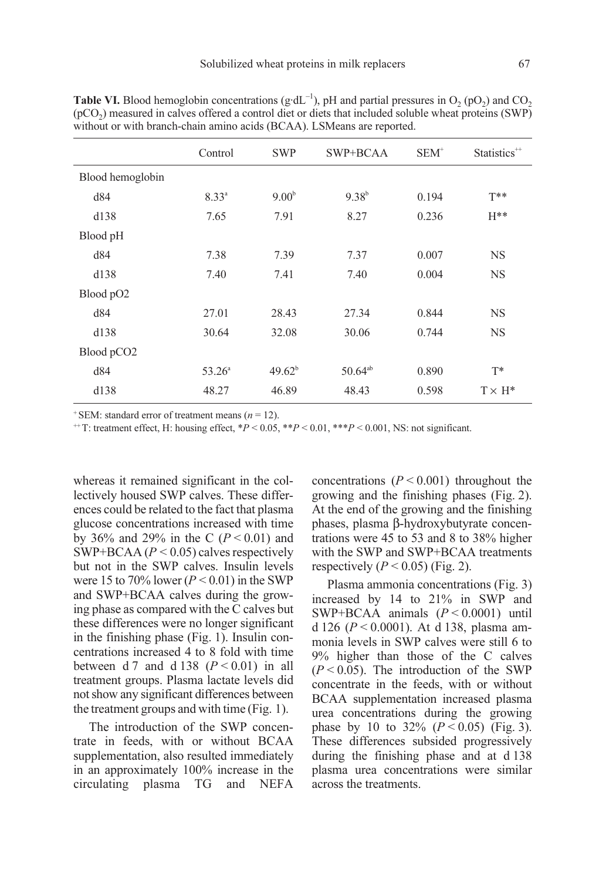**Table VI.** Blood hemoglobin concentrations ($g \cdot dL^{-1}$), pH and partial pressures in $O_2$ ($pO_2$) and $CO_2$ ($pCO_2$) measured in calves offered a control diet or diets that included soluble wheat proteins (SWP) without or with branch-chain amino acids (BCAA). LSMeans are reported.

| | Control | SWP | SWP+BCAA | SEM[+] | Statistics[++] |
|---|---|---|---|---|---|
| Blood hemoglobin | | | | | |
| d84 | 8.33[a] | 9.00[b] | 9.38[b] | 0.194 | T** |
| d138 | 7.65 | 7.91 | 8.27 | 0.236 | H** |
| Blood pH | | | | | |
| d84 | 7.38 | 7.39 | 7.37 | 0.007 | NS |
| d138 | 7.40 | 7.41 | 7.40 | 0.004 | NS |
| Blood pO2 | | | | | |
| d84 | 27.01 | 28.43 | 27.34 | 0.844 | NS |
| d138 | 30.64 | 32.08 | 30.06 | 0.744 | NS |
| Blood pCO2 | | | | | |
| d84 | 53.26[a] | 49.62[b] | 50.64[ab] | 0.890 | T* |
| d138 | 48.27 | 46.89 | 48.43 | 0.598 | T × H* |

[+] SEM: standard error of treatment means ($n = 12$).

[++] T: treatment effect, H: housing effect, *$P < 0.05$, **$P < 0.01$, ***$P < 0.001$, NS: not significant.

whereas it remained significant in the collectively housed SWP calves. These differences could be related to the fact that plasma glucose concentrations increased with time by 36% and 29% in the C ($P < 0.01$) and SWP+BCAA ($P < 0.05$) calves respectively but not in the SWP calves. Insulin levels were 15 to 70% lower ($P < 0.01$) in the SWP and SWP+BCAA calves during the growing phase as compared with the C calves but these differences were no longer significant in the finishing phase (Fig. 1). Insulin concentrations increased 4 to 8 fold with time between d 7 and d 138 ($P < 0.01$) in all treatment groups. Plasma lactate levels did not show any significant differences between the treatment groups and with time (Fig. 1).

The introduction of the SWP concentrate in feeds, with or without BCAA supplementation, also resulted immediately in an approximately 100% increase in the circulating plasma TG and NEFA concentrations ($P < 0.001$) throughout the growing and the finishing phases (Fig. 2). At the end of the growing and the finishing phases, plasma β-hydroxybutyrate concentrations were 45 to 53 and 8 to 38% higher with the SWP and SWP+BCAA treatments respectively ($P < 0.05$) (Fig. 2).

Plasma ammonia concentrations (Fig. 3) increased by 14 to 21% in SWP and SWP+BCAA animals ($P < 0.0001$) until d 126 ($P < 0.0001$). At d 138, plasma ammonia levels in SWP calves were still 6 to 9% higher than those of the C calves ($P < 0.05$). The introduction of the SWP concentrate in the feeds, with or without BCAA supplementation increased plasma urea concentrations during the growing phase by 10 to 32% ($P < 0.05$) (Fig. 3). These differences subsided progressively during the finishing phase and at d 138 plasma urea concentrations were similar across the treatments.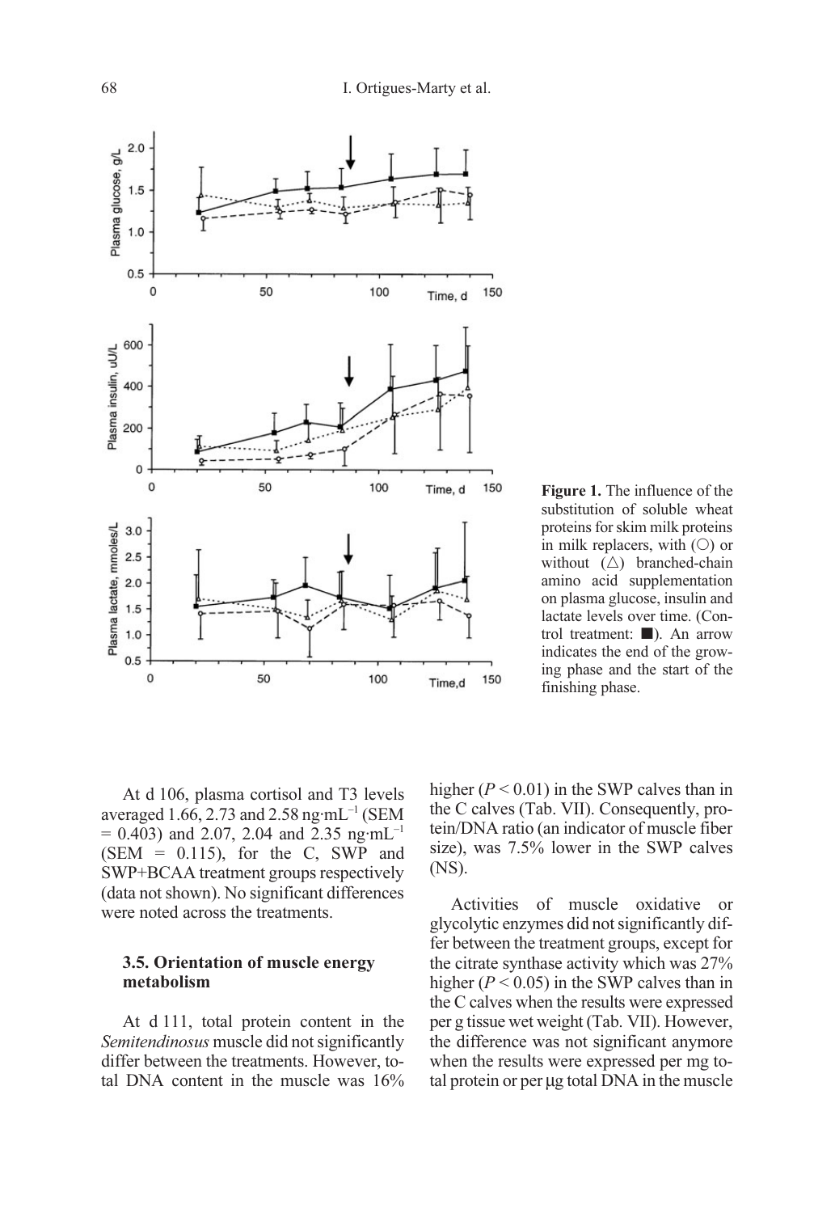**Figure 1.** The influence of the substitution of soluble wheat proteins for skim milk proteins in milk replacers, with (○) or without (△) branched-chain amino acid supplementation on plasma glucose, insulin and lactate levels over time. (Control treatment: ■). An arrow indicates the end of the growing phase and the start of the finishing phase.

At d 106, plasma cortisol and T3 levels averaged 1.66, 2.73 and 2.58 ng·mL$^{-1}$ (SEM = 0.403) and 2.07, 2.04 and 2.35 ng·mL$^{-1}$ (SEM = 0.115), for the C, SWP and SWP+BCAA treatment groups respectively (data not shown). No significant differences were noted across the treatments.

### 3.5. Orientation of muscle energy metabolism

At d 111, total protein content in the *Semitendinosus* muscle did not significantly differ between the treatments. However, total DNA content in the muscle was 16% higher ($P < 0.01$) in the SWP calves than in the C calves (Tab. VII). Consequently, protein/DNA ratio (an indicator of muscle fiber size), was 7.5% lower in the SWP calves (NS).

Activities of muscle oxidative or glycolytic enzymes did not significantly differ between the treatment groups, except for the citrate synthase activity which was 27% higher ($P < 0.05$) in the SWP calves than in the C calves when the results were expressed per g tissue wet weight (Tab. VII). However, the difference was not significant anymore when the results were expressed per mg total protein or per μg total DNA in the muscle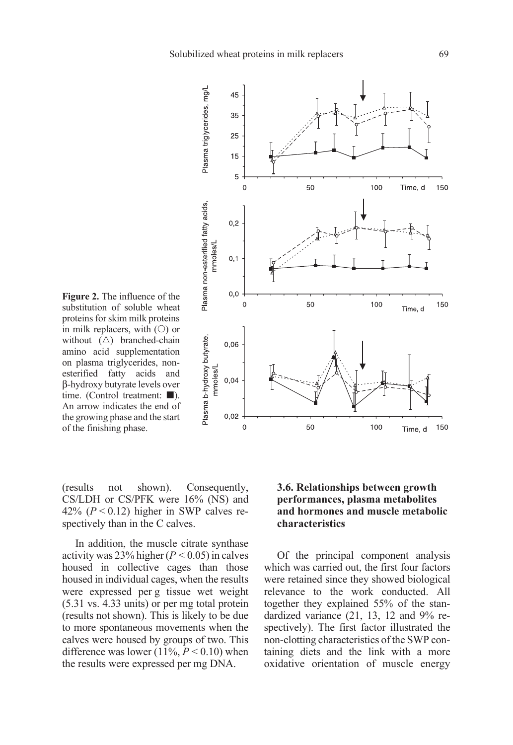**Figure 2.** The influence of the substitution of soluble wheat proteins for skim milk proteins in milk replacers, with (○) or without (△) branched-chain amino acid supplementation on plasma triglycerides, non-esterified fatty acids and β-hydroxy butyrate levels over time. (Control treatment: ■). An arrow indicates the end of the growing phase and the start of the finishing phase.

(results not shown). Consequently, CS/LDH or CS/PFK were 16% (NS) and 42% ($P < 0.12$) higher in SWP calves respectively than in the C calves.

In addition, the muscle citrate synthase activity was 23% higher ($P < 0.05$) in calves housed in collective cages than those housed in individual cages, when the results were expressed per g tissue wet weight (5.31 vs. 4.33 units) or per mg total protein (results not shown). This is likely to be due to more spontaneous movements when the calves were housed by groups of two. This difference was lower (11%, $P < 0.10$) when the results were expressed per mg DNA.

### 3.6. Relationships between growth performances, plasma metabolites and hormones and muscle metabolic characteristics

Of the principal component analysis which was carried out, the first four factors were retained since they showed biological relevance to the work conducted. All together they explained 55% of the standardized variance (21, 13, 12 and 9% respectively). The first factor illustrated the non-clotting characteristics of the SWP containing diets and the link with a more oxidative orientation of muscle energy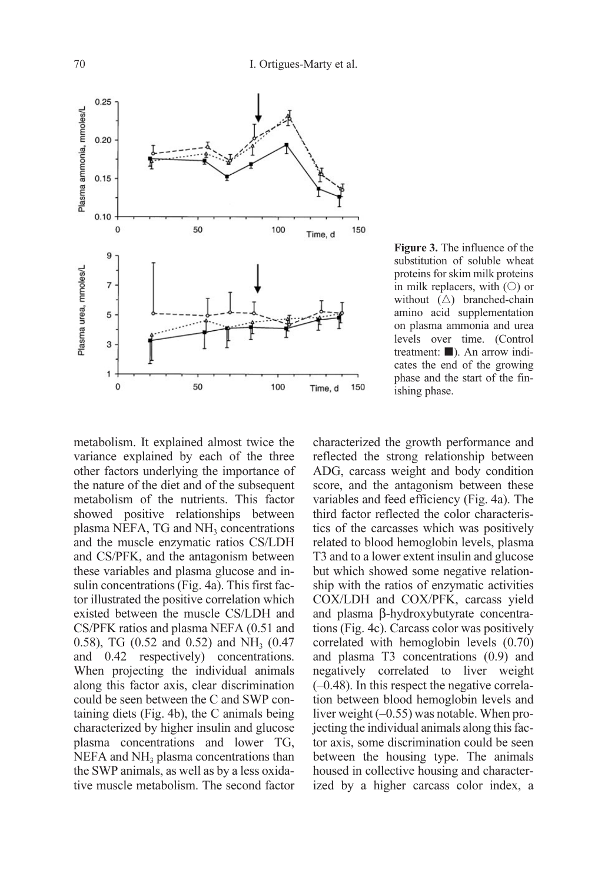**Figure 3.** The influence of the substitution of soluble wheat proteins for skim milk proteins in milk replacers, with (○) or without (△) branched-chain amino acid supplementation on plasma ammonia and urea levels over time. (Control treatment: ■). An arrow indicates the end of the growing phase and the start of the finishing phase.

metabolism. It explained almost twice the variance explained by each of the three other factors underlying the importance of the nature of the diet and of the subsequent metabolism of the nutrients. This factor showed positive relationships between plasma NEFA, TG and $NH_3$ concentrations and the muscle enzymatic ratios CS/LDH and CS/PFK, and the antagonism between these variables and plasma glucose and insulin concentrations (Fig. 4a). This first factor illustrated the positive correlation which existed between the muscle CS/LDH and CS/PFK ratios and plasma NEFA (0.51 and 0.58), TG (0.52 and 0.52) and $NH_3$ (0.47 and 0.42 respectively) concentrations. When projecting the individual animals along this factor axis, clear discrimination could be seen between the C and SWP containing diets (Fig. 4b), the C animals being characterized by higher insulin and glucose plasma concentrations and lower TG, NEFA and $NH_3$ plasma concentrations than the SWP animals, as well as by a less oxidative muscle metabolism. The second factor characterized the growth performance and reflected the strong relationship between ADG, carcass weight and body condition score, and the antagonism between these variables and feed efficiency (Fig. 4a). The third factor reflected the color characteristics of the carcasses which was positively related to blood hemoglobin levels, plasma T3 and to a lower extent insulin and glucose but which showed some negative relationship with the ratios of enzymatic activities COX/LDH and COX/PFK, carcass yield and plasma β-hydroxybutyrate concentrations (Fig. 4c). Carcass color was positively correlated with hemoglobin levels (0.70) and plasma T3 concentrations (0.9) and negatively correlated to liver weight (–0.48). In this respect the negative correlation between blood hemoglobin levels and liver weight (–0.55) was notable. When projecting the individual animals along this factor axis, some discrimination could be seen between the housing type. The animals housed in collective housing and characterized by a higher carcass color index, a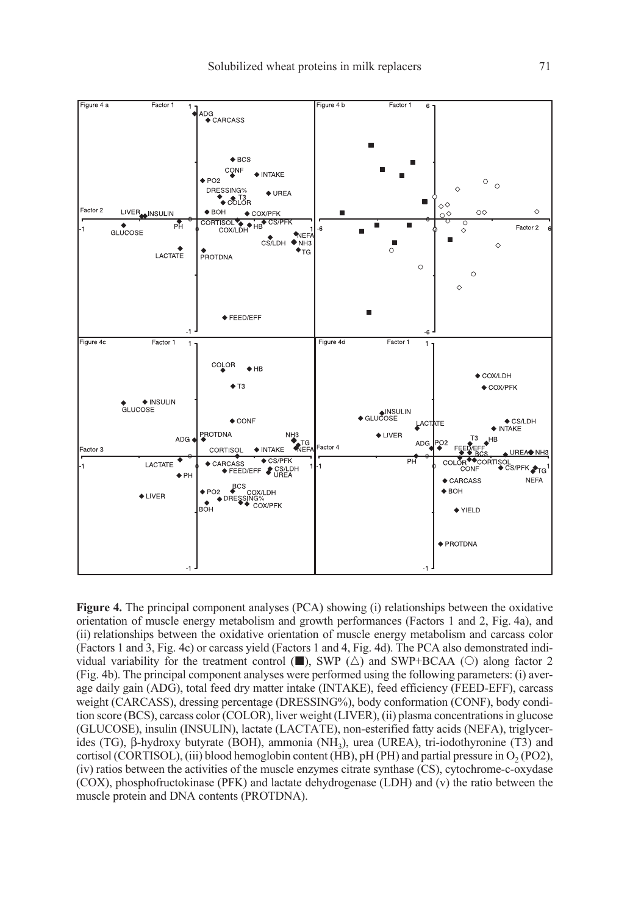**Figure 4.** The principal component analyses (PCA) showing (i) relationships between the oxidative orientation of muscle energy metabolism and growth performances (Factors 1 and 2, Fig. 4a), and (ii) relationships between the oxidative orientation of muscle energy metabolism and carcass color (Factors 1 and 3, Fig. 4c) or carcass yield (Factors 1 and 4, Fig. 4d). The PCA also demonstrated individual variability for the treatment control (■), SWP (△) and SWP+BCAA (○) along factor 2 (Fig. 4b). The principal component analyses were performed using the following parameters: (i) average daily gain (ADG), total feed dry matter intake (INTAKE), feed efficiency (FEED-EFF), carcass weight (CARCASS), dressing percentage (DRESSING%), body conformation (CONF), body condition score (BCS), carcass color (COLOR), liver weight (LIVER), (ii) plasma concentrations in glucose (GLUCOSE), insulin (INSULIN), lactate (LACTATE), non-esterified fatty acids (NEFA), triglycerides (TG), β-hydroxy butyrate (BOH), ammonia ($NH_3$), urea (UREA), tri-iodothyronine (T3) and cortisol (CORTISOL), (iii) blood hemoglobin content (HB), pH (PH) and partial pressure in $O_2$ (PO2), (iv) ratios between the activities of the muscle enzymes citrate synthase (CS), cytochrome-c-oxydase (COX), phosphofructokinase (PFK) and lactate dehydrogenase (LDH) and (v) the ratio between the muscle protein and DNA contents (PROTDNA).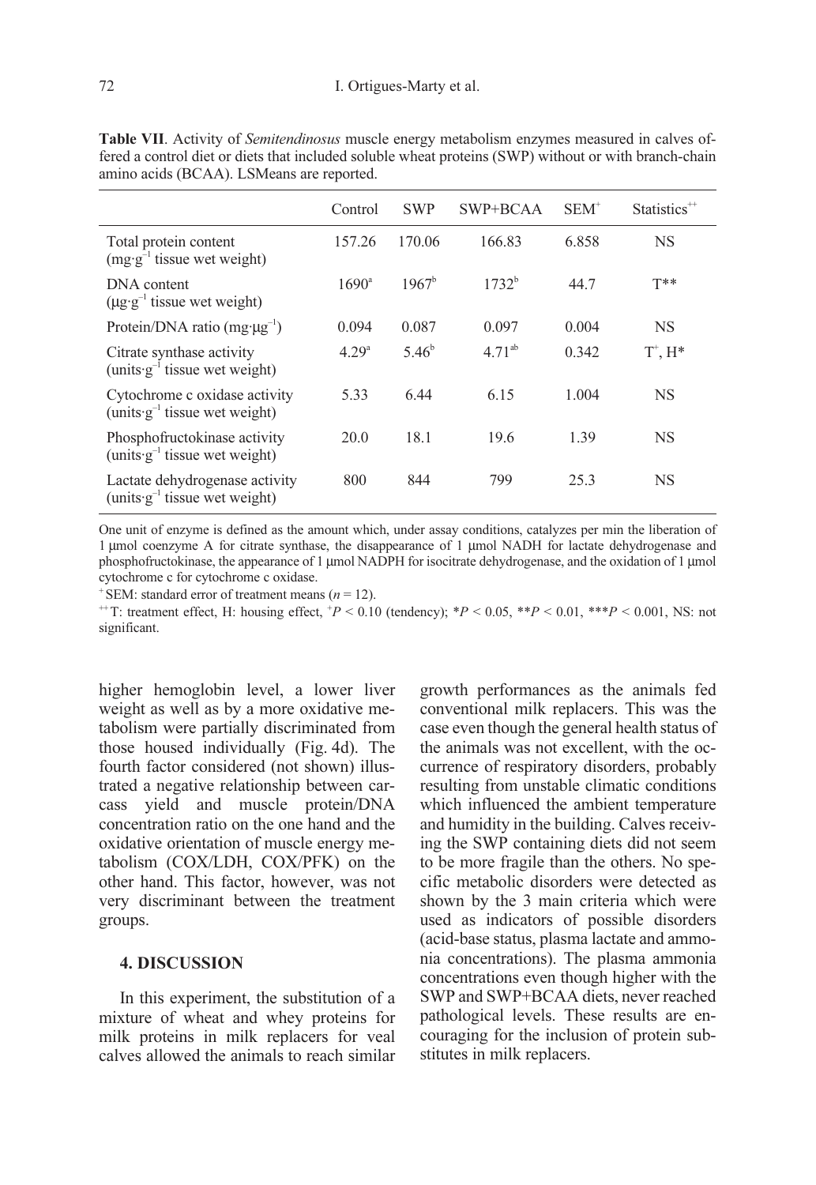**Table VII**. Activity of *Semitendinosus* muscle energy metabolism enzymes measured in calves offered a control diet or diets that included soluble wheat proteins (SWP) without or with branch-chain amino acids (BCAA). LSMeans are reported.

| | Control | SWP | SWP+BCAA | SEM[+] | Statistics[++] |
|---|---|---|---|---|---|
| Total protein content ($mg \cdot g^{-1}$ tissue wet weight) | 157.26 | 170.06 | 166.83 | 6.858 | NS |
| DNA content ($\mu g \cdot g^{-1}$ tissue wet weight) | 1690[a] | 1967[b] | 1732[b] | 44.7 | T** |
| Protein/DNA ratio ($mg \cdot \mu g^{-1}$) | 0.094 | 0.087 | 0.097 | 0.004 | NS |
| Citrate synthase activity ($units \cdot g^{-1}$ tissue wet weight) | 4.29[a] | 5.46[b] | 4.71[ab] | 0.342 | T[+], H* |
| Cytochrome c oxidase activity ($units \cdot g^{-1}$ tissue wet weight) | 5.33 | 6.44 | 6.15 | 1.004 | NS |
| Phosphofructokinase activity ($units \cdot g^{-1}$ tissue wet weight) | 20.0 | 18.1 | 19.6 | 1.39 | NS |
| Lactate dehydrogenase activity ($units \cdot g^{-1}$ tissue wet weight) | 800 | 844 | 799 | 25.3 | NS |

One unit of enzyme is defined as the amount which, under assay conditions, catalyzes per min the liberation of 1 µmol coenzyme A for citrate synthase, the disappearance of 1 µmol NADH for lactate dehydrogenase and phosphofructokinase, the appearance of 1 µmol NADPH for isocitrate dehydrogenase, and the oxidation of 1 µmol cytochrome c for cytochrome c oxidase.

[+] SEM: standard error of treatment means ($n = 12$).

[++] T: treatment effect, H: housing effect, [+]$P < 0.10$ (tendency); *$P < 0.05$, **$P < 0.01$, ***$P < 0.001$, NS: not significant.

higher hemoglobin level, a lower liver weight as well as by a more oxidative metabolism were partially discriminated from those housed individually (Fig. 4d). The fourth factor considered (not shown) illustrated a negative relationship between carcass yield and muscle protein/DNA concentration ratio on the one hand and the oxidative orientation of muscle energy metabolism (COX/LDH, COX/PFK) on the other hand. This factor, however, was not very discriminant between the treatment groups.

## 4. DISCUSSION

In this experiment, the substitution of a mixture of wheat and whey proteins for milk proteins in milk replacers for veal calves allowed the animals to reach similar growth performances as the animals fed conventional milk replacers. This was the case even though the general health status of the animals was not excellent, with the occurrence of respiratory disorders, probably resulting from unstable climatic conditions which influenced the ambient temperature and humidity in the building. Calves receiving the SWP containing diets did not seem to be more fragile than the others. No specific metabolic disorders were detected as shown by the 3 main criteria which were used as indicators of possible disorders (acid-base status, plasma lactate and ammonia concentrations). The plasma ammonia concentrations even though higher with the SWP and SWP+BCAA diets, never reached pathological levels. These results are encouraging for the inclusion of protein substitutes in milk replacers.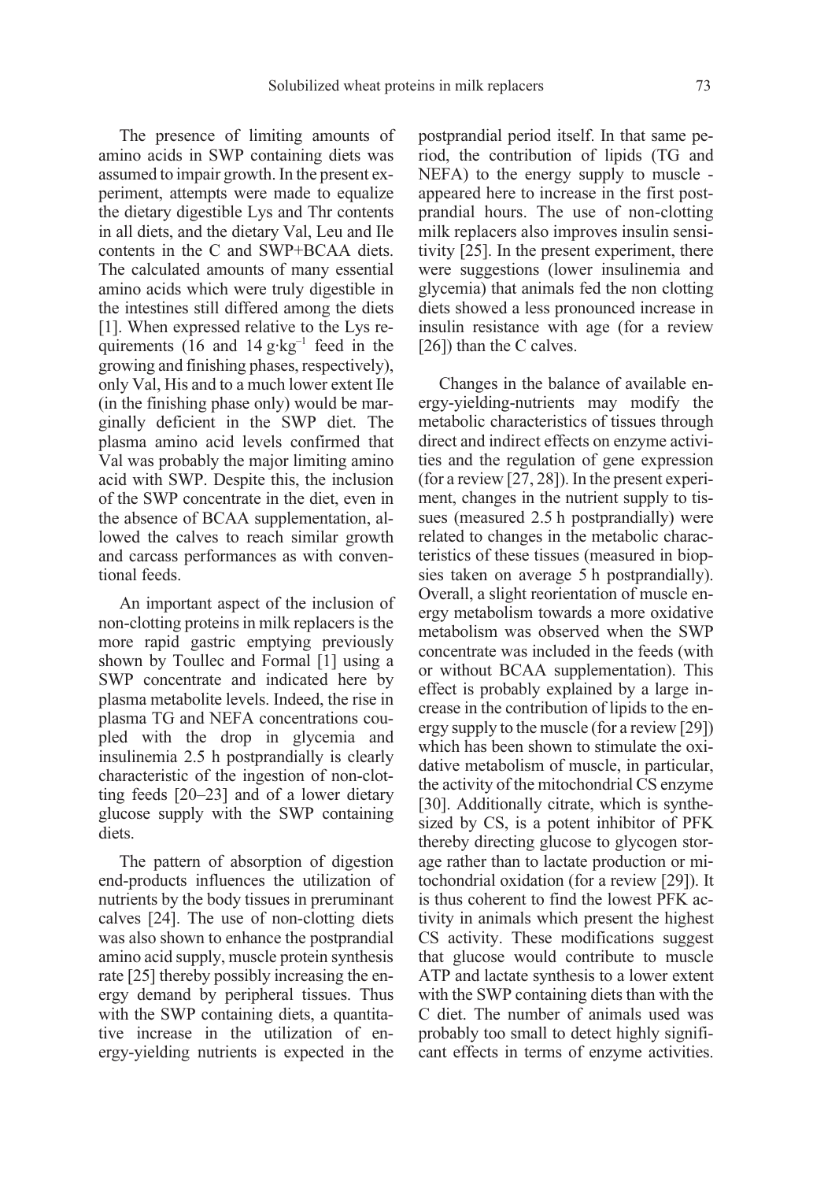The presence of limiting amounts of amino acids in SWP containing diets was assumed to impair growth. In the present experiment, attempts were made to equalize the dietary digestible Lys and Thr contents in all diets, and the dietary Val, Leu and Ile contents in the C and SWP+BCAA diets. The calculated amounts of many essential amino acids which were truly digestible in the intestines still differed among the diets [1]. When expressed relative to the Lys requirements (16 and 14 $g \cdot kg^{-1}$ feed in the growing and finishing phases, respectively), only Val, His and to a much lower extent Ile (in the finishing phase only) would be marginally deficient in the SWP diet. The plasma amino acid levels confirmed that Val was probably the major limiting amino acid with SWP. Despite this, the inclusion of the SWP concentrate in the diet, even in the absence of BCAA supplementation, allowed the calves to reach similar growth and carcass performances as with conventional feeds.

An important aspect of the inclusion of non-clotting proteins in milk replacers is the more rapid gastric emptying previously shown by Toullec and Formal [1] using a SWP concentrate and indicated here by plasma metabolite levels. Indeed, the rise in plasma TG and NEFA concentrations coupled with the drop in glycemia and insulinemia 2.5 h postprandially is clearly characteristic of the ingestion of non-clotting feeds [20–23] and of a lower dietary glucose supply with the SWP containing diets.

The pattern of absorption of digestion end-products influences the utilization of nutrients by the body tissues in preruminant calves [24]. The use of non-clotting diets was also shown to enhance the postprandial amino acid supply, muscle protein synthesis rate [25] thereby possibly increasing the energy demand by peripheral tissues. Thus with the SWP containing diets, a quantitative increase in the utilization of energy-yielding nutrients is expected in the postprandial period itself. In that same period, the contribution of lipids (TG and NEFA) to the energy supply to muscle - appeared here to increase in the first postprandial hours. The use of non-clotting milk replacers also improves insulin sensitivity [25]. In the present experiment, there were suggestions (lower insulinemia and glycemia) that animals fed the non clotting diets showed a less pronounced increase in insulin resistance with age (for a review [26]) than the C calves.

Changes in the balance of available energy-yielding-nutrients may modify the metabolic characteristics of tissues through direct and indirect effects on enzyme activities and the regulation of gene expression (for a review [27, 28]). In the present experiment, changes in the nutrient supply to tissues (measured 2.5 h postprandially) were related to changes in the metabolic characteristics of these tissues (measured in biopsies taken on average 5 h postprandially). Overall, a slight reorientation of muscle energy metabolism towards a more oxidative metabolism was observed when the SWP concentrate was included in the feeds (with or without BCAA supplementation). This effect is probably explained by a large increase in the contribution of lipids to the energy supply to the muscle (for a review [29]) which has been shown to stimulate the oxidative metabolism of muscle, in particular, the activity of the mitochondrial CS enzyme [30]. Additionally citrate, which is synthesized by CS, is a potent inhibitor of PFK thereby directing glucose to glycogen storage rather than to lactate production or mitochondrial oxidation (for a review [29]). It is thus coherent to find the lowest PFK activity in animals which present the highest CS activity. These modifications suggest that glucose would contribute to muscle ATP and lactate synthesis to a lower extent with the SWP containing diets than with the C diet. The number of animals used was probably too small to detect highly significant effects in terms of enzyme activities.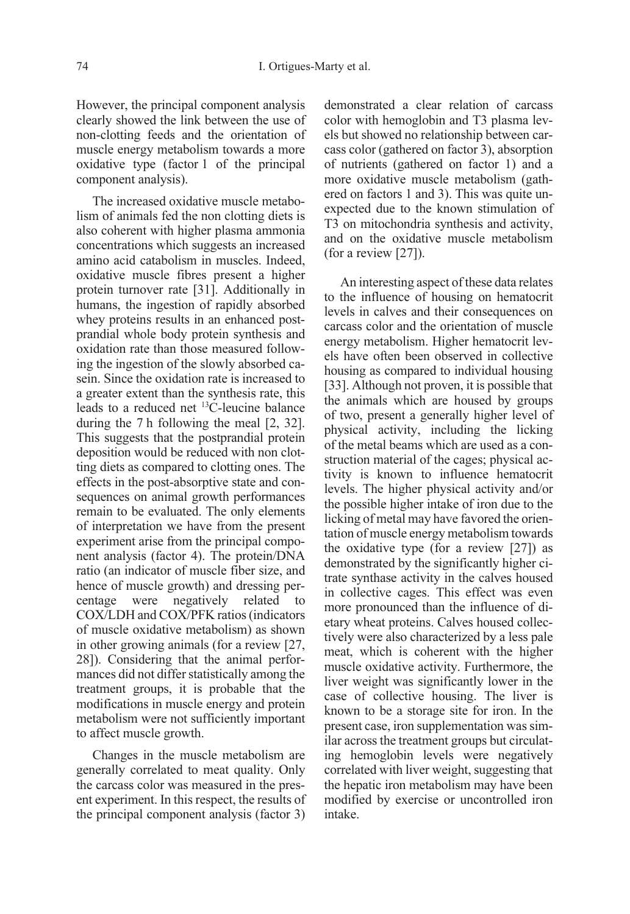However, the principal component analysis clearly showed the link between the use of non-clotting feeds and the orientation of muscle energy metabolism towards a more oxidative type (factor 1 of the principal component analysis).

The increased oxidative muscle metabolism of animals fed the non clotting diets is also coherent with higher plasma ammonia concentrations which suggests an increased amino acid catabolism in muscles. Indeed, oxidative muscle fibres present a higher protein turnover rate [31]. Additionally in humans, the ingestion of rapidly absorbed whey proteins results in an enhanced post-prandial whole body protein synthesis and oxidation rate than those measured following the ingestion of the slowly absorbed casein. Since the oxidation rate is increased to a greater extent than the synthesis rate, this leads to a reduced net $^{13}$C-leucine balance during the 7 h following the meal [2, 32]. This suggests that the postprandial protein deposition would be reduced with non clotting diets as compared to clotting ones. The effects in the post-absorptive state and consequences on animal growth performances remain to be evaluated. The only elements of interpretation we have from the present experiment arise from the principal component analysis (factor 4). The protein/DNA ratio (an indicator of muscle fiber size, and hence of muscle growth) and dressing percentage were negatively related to COX/LDH and COX/PFK ratios (indicators of muscle oxidative metabolism) as shown in other growing animals (for a review [27, 28]). Considering that the animal performances did not differ statistically among the treatment groups, it is probable that the modifications in muscle energy and protein metabolism were not sufficiently important to affect muscle growth.

Changes in the muscle metabolism are generally correlated to meat quality. Only the carcass color was measured in the present experiment. In this respect, the results of the principal component analysis (factor 3) demonstrated a clear relation of carcass color with hemoglobin and T3 plasma levels but showed no relationship between carcass color (gathered on factor 3), absorption of nutrients (gathered on factor 1) and a more oxidative muscle metabolism (gathered on factors 1 and 3). This was quite unexpected due to the known stimulation of T3 on mitochondria synthesis and activity, and on the oxidative muscle metabolism (for a review [27]).

An interesting aspect of these data relates to the influence of housing on hematocrit levels in calves and their consequences on carcass color and the orientation of muscle energy metabolism. Higher hematocrit levels have often been observed in collective housing as compared to individual housing [33]. Although not proven, it is possible that the animals which are housed by groups of two, present a generally higher level of physical activity, including the licking of the metal beams which are used as a construction material of the cages; physical activity is known to influence hematocrit levels. The higher physical activity and/or the possible higher intake of iron due to the licking of metal may have favored the orientation of muscle energy metabolism towards the oxidative type (for a review [27]) as demonstrated by the significantly higher citrate synthase activity in the calves housed in collective cages. This effect was even more pronounced than the influence of dietary wheat proteins. Calves housed collectively were also characterized by a less pale meat, which is coherent with the higher muscle oxidative activity. Furthermore, the liver weight was significantly lower in the case of collective housing. The liver is known to be a storage site for iron. In the present case, iron supplementation was similar across the treatment groups but circulating hemoglobin levels were negatively correlated with liver weight, suggesting that the hepatic iron metabolism may have been modified by exercise or uncontrolled iron intake.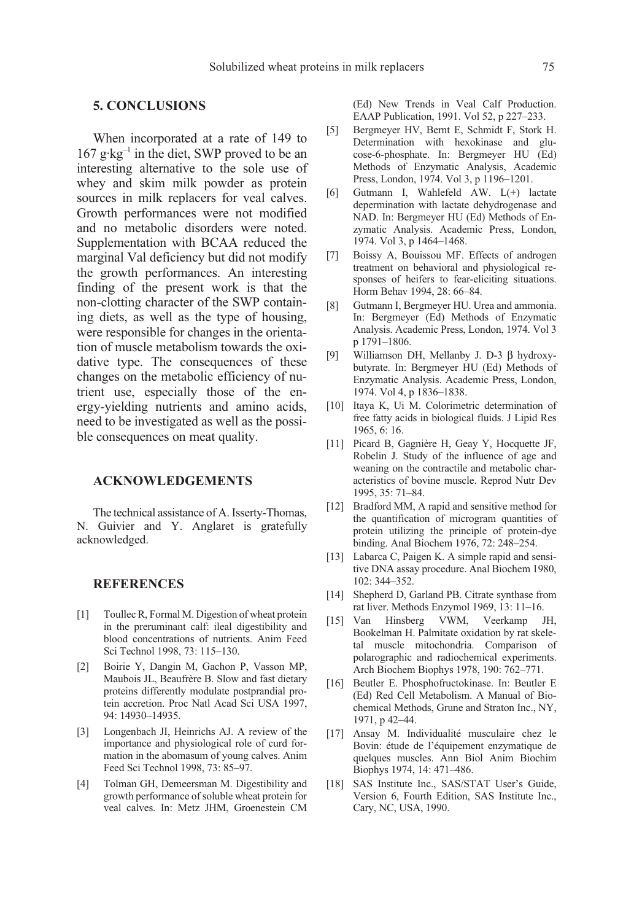## 5. CONCLUSIONS

When incorporated at a rate of 149 to 167 g·kg$^{-1}$ in the diet, SWP proved to be an interesting alternative to the sole use of whey and skim milk powder as protein sources in milk replacers for veal calves. Growth performances were not modified and no metabolic disorders were noted. Supplementation with BCAA reduced the marginal Val deficiency but did not modify the growth performances. An interesting finding of the present work is that the non-clotting character of the SWP containing diets, as well as the type of housing, were responsible for changes in the orientation of muscle metabolism towards the oxidative type. The consequences of these changes on the metabolic efficiency of nutrient use, especially those of the energy-yielding nutrients and amino acids, need to be investigated as well as the possible consequences on meat quality.

## ACKNOWLEDGEMENTS

The technical assistance of A. Isserty-Thomas, N. Guivier and Y. Anglaret is gratefully acknowledged.

## REFERENCES

[1] Toullec R, Formal M. Digestion of wheat protein in the preruminant calf: ileal digestibility and blood concentrations of nutrients. Anim Feed Sci Technol 1998, 73: 115–130.

[2] Boirie Y, Dangin M, Gachon P, Vasson MP, Maubois JL, Beaufrère B. Slow and fast dietary proteins differently modulate postprandial protein accretion. Proc Natl Acad Sci USA 1997, 94: 14930–14935.

[3] Longenbach JI, Heinrichs AJ. A review of the importance and physiological role of curd formation in the abomasum of young calves. Anim Feed Sci Technol 1998, 73: 85–97.

[4] Tolman GH, Demeersman M. Digestibility and growth performance of soluble wheat protein for veal calves. In: Metz JHM, Groenestein CM (Ed) New Trends in Veal Calf Production. EAAP Publication, 1991. Vol 52, p 227–233.

[5] Bergmeyer HV, Bernt E, Schmidt F, Stork H. Determination with hexokinase and glucose-6-phosphate. In: Bergmeyer HU (Ed) Methods of Enzymatic Analysis, Academic Press, London, 1974. Vol 3, p 1196–1201.

[6] Gutmann I, Wahlefeld AW. L(+) lactate depermination with lactate dehydrogenase and NAD. In: Bergmeyer HU (Ed) Methods of Enzymatic Analysis. Academic Press, London, 1974. Vol 3, p 1464–1468.

[7] Boissy A, Bouissou MF. Effects of androgen treatment on behavioral and physiological responses of heifers to fear-eliciting situations. Horm Behav 1994, 28: 66–84.

[8] Gutmann I, Bergmeyer HU. Urea and ammonia. In: Bergmeyer (Ed) Methods of Enzymatic Analysis. Academic Press, London, 1974. Vol 3 p 1791–1806.

[9] Williamson DH, Mellanby J. D-3 β hydroxybutyrate. In: Bergmeyer HU (Ed) Methods of Enzymatic Analysis. Academic Press, London, 1974. Vol 4, p 1836–1838.

[10] Itaya K, Ui M. Colorimetric determination of free fatty acids in biological fluids. J Lipid Res 1965, 6: 16.

[11] Picard B, Gagnière H, Geay Y, Hocquette JF, Robelin J. Study of the influence of age and weaning on the contractile and metabolic characteristics of bovine muscle. Reprod Nutr Dev 1995, 35: 71–84.

[12] Bradford MM, A rapid and sensitive method for the quantification of microgram quantities of protein utilizing the principle of protein-dye binding. Anal Biochem 1976, 72: 248–254.

[13] Labarca C, Paigen K. A simple rapid and sensitive DNA assay procedure. Anal Biochem 1980, 102: 344–352.

[14] Shepherd D, Garland PB. Citrate synthase from rat liver. Methods Enzymol 1969, 13: 11–16.

[15] Van Hinsberg VWM, Veerkamp JH, Bookelman H. Palmitate oxidation by rat skeletal muscle mitochondria. Comparison of polarographic and radiochemical experiments. Arch Biochem Biophys 1978, 190: 762–771.

[16] Beutler E. Phosphofructokinase. In: Beutler E (Ed) Red Cell Metabolism. A Manual of Biochemical Methods, Grune and Straton Inc., NY, 1971, p 42–44.

[17] Ansay M. Individualité musculaire chez le Bovin: étude de l'équipement enzymatique de quelques muscles. Ann Biol Anim Biochim Biophys 1974, 14: 471–486.

[18] SAS Institute Inc., SAS/STAT User's Guide, Version 6, Fourth Edition, SAS Institute Inc., Cary, NC, USA, 1990.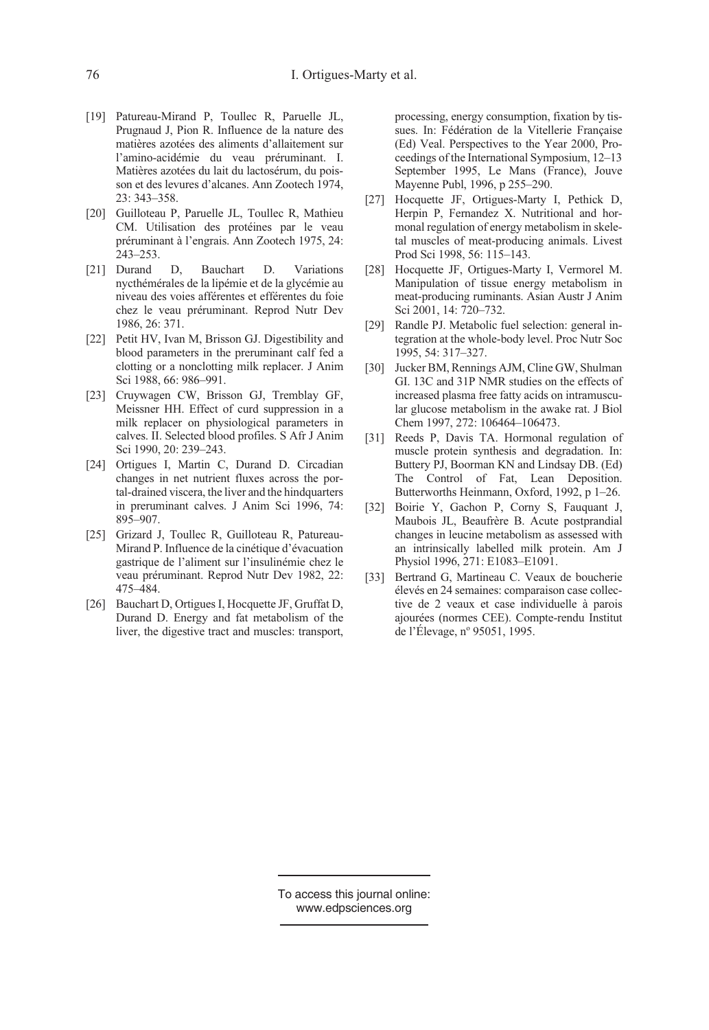[19] Patureau-Mirand P, Toullec R, Paruelle JL, Prugnaud J, Pion R. Influence de la nature des matières azotées des aliments d'allaitement sur l'amino-acidémie du veau préruminant. I. Matières azotées du lait du lactosérum, du poisson et des levures d'alcanes. Ann Zootech 1974, 23: 343–358.

[20] Guilloteau P, Paruelle JL, Toullec R, Mathieu CM. Utilisation des protéines par le veau préruminant à l'engrais. Ann Zootech 1975, 24: 243–253.

[21] Durand D, Bauchart D. Variations nycthémérales de la lipémie et de la glycémie au niveau des voies afférentes et efférentes du foie chez le veau préruminant. Reprod Nutr Dev 1986, 26: 371.

[22] Petit HV, Ivan M, Brisson GJ. Digestibility and blood parameters in the preruminant calf fed a clotting or a nonclotting milk replacer. J Anim Sci 1988, 66: 986–991.

[23] Cruywagen CW, Brisson GJ, Tremblay GF, Meissner HH. Effect of curd suppression in a milk replacer on physiological parameters in calves. II. Selected blood profiles. S Afr J Anim Sci 1990, 20: 239–243.

[24] Ortigues I, Martin C, Durand D. Circadian changes in net nutrient fluxes across the portal-drained viscera, the liver and the hindquarters in preruminant calves. J Anim Sci 1996, 74: 895–907.

[25] Grizard J, Toullec R, Guilloteau R, Patureau-Mirand P. Influence de la cinétique d'évacuation gastrique de l'aliment sur l'insulinémie chez le veau préruminant. Reprod Nutr Dev 1982, 22: 475–484.

[26] Bauchart D, Ortigues I, Hocquette JF, Gruffat D, Durand D. Energy and fat metabolism of the liver, the digestive tract and muscles: transport, processing, energy consumption, fixation by tissues. In: Fédération de la Vitellerie Française (Ed) Veal. Perspectives to the Year 2000, Proceedings of the International Symposium, 12–13 September 1995, Le Mans (France), Jouve Mayenne Publ, 1996, p 255–290.

[27] Hocquette JF, Ortigues-Marty I, Pethick D, Herpin P, Fernandez X. Nutritional and hormonal regulation of energy metabolism in skeletal muscles of meat-producing animals. Livest Prod Sci 1998, 56: 115–143.

[28] Hocquette JF, Ortigues-Marty I, Vermorel M. Manipulation of tissue energy metabolism in meat-producing ruminants. Asian Austr J Anim Sci 2001, 14: 720–732.

[29] Randle PJ. Metabolic fuel selection: general integration at the whole-body level. Proc Nutr Soc 1995, 54: 317–327.

[30] Jucker BM, Rennings AJM, Cline GW, Shulman GI. 13C and 31P NMR studies on the effects of increased plasma free fatty acids on intramuscular glucose metabolism in the awake rat. J Biol Chem 1997, 272: 106464–106473.

[31] Reeds P, Davis TA. Hormonal regulation of muscle protein synthesis and degradation. In: Buttery PJ, Boorman KN and Lindsay DB. (Ed) The Control of Fat, Lean Deposition. Butterworths Heinmann, Oxford, 1992, p 1–26.

[32] Boirie Y, Gachon P, Corny S, Fauquant J, Maubois JL, Beaufrère B. Acute postprandial changes in leucine metabolism as assessed with an intrinsically labelled milk protein. Am J Physiol 1996, 271: E1083–E1091.

[33] Bertrand G, Martineau C. Veaux de boucherie élevés en 24 semaines: comparaison case collective de 2 veaux et case individuelle à parois ajourées (normes CEE). Compte-rendu Institut de l'Élevage, nº 95051, 1995.

To access this journal online:
www.edpsciences.org